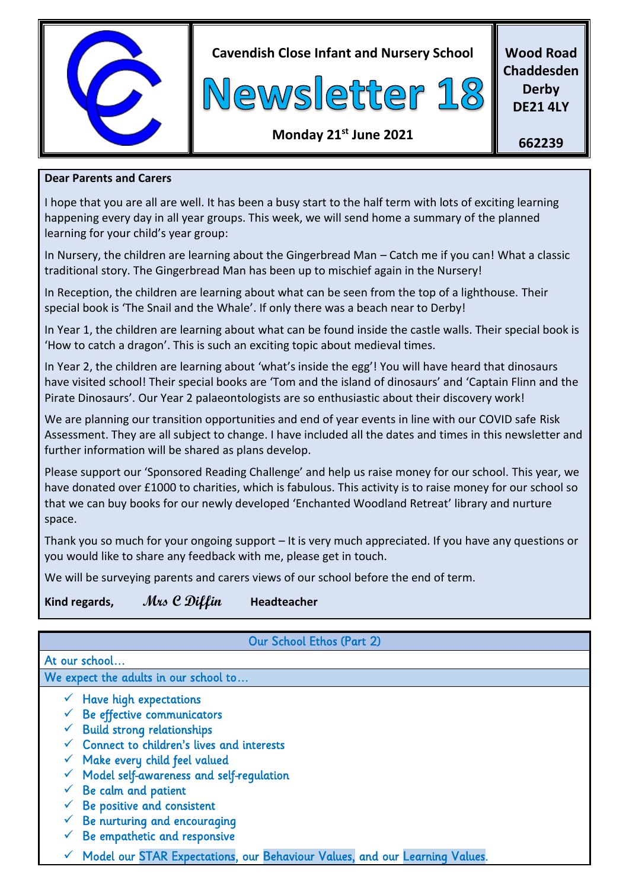**Cavendish Close Infant and Nursery School**

# Newsletter 18

**Monday 21st June 2021**

**Wood Road**
**Chaddesden**
**Derby**
**DE21 4LY**

**662239**

**Dear Parents and Carers**

I hope that you are all are well. It has been a busy start to the half term with lots of exciting learning happening every day in all year groups. This week, we will send home a summary of the planned learning for your child's year group:

In Nursery, the children are learning about the Gingerbread Man – Catch me if you can! What a classic traditional story. The Gingerbread Man has been up to mischief again in the Nursery!

In Reception, the children are learning about what can be seen from the top of a lighthouse. Their special book is 'The Snail and the Whale'. If only there was a beach near to Derby!

In Year 1, the children are learning about what can be found inside the castle walls. Their special book is 'How to catch a dragon'. This is such an exciting topic about medieval times.

In Year 2, the children are learning about 'what's inside the egg'! You will have heard that dinosaurs have visited school! Their special books are 'Tom and the island of dinosaurs' and 'Captain Flinn and the Pirate Dinosaurs'. Our Year 2 palaeontologists are so enthusiastic about their discovery work!

We are planning our transition opportunities and end of year events in line with our COVID safe Risk Assessment. They are all subject to change. I have included all the dates and times in this newsletter and further information will be shared as plans develop.

Please support our 'Sponsored Reading Challenge' and help us raise money for our school. This year, we have donated over £1000 to charities, which is fabulous. This activity is to raise money for our school so that we can buy books for our newly developed 'Enchanted Woodland Retreat' library and nurture space.

Thank you so much for your ongoing support – It is very much appreciated. If you have any questions or you would like to share any feedback with me, please get in touch.

We will be surveying parents and carers views of our school before the end of term.

**Kind regards,** *Mrs C Diffin* **Headteacher**

## Our School Ethos (Part 2)

At our school…

We expect the adults in our school to…

- ✓ Have high expectations
- ✓ Be effective communicators
- ✓ Build strong relationships
- ✓ Connect to children's lives and interests
- ✓ Make every child feel valued
- ✓ Model self-awareness and self-regulation
- ✓ Be calm and patient
- ✓ Be positive and consistent
- ✓ Be nurturing and encouraging
- ✓ Be empathetic and responsive
- ✓ Model our STAR Expectations, our Behaviour Values, and our Learning Values.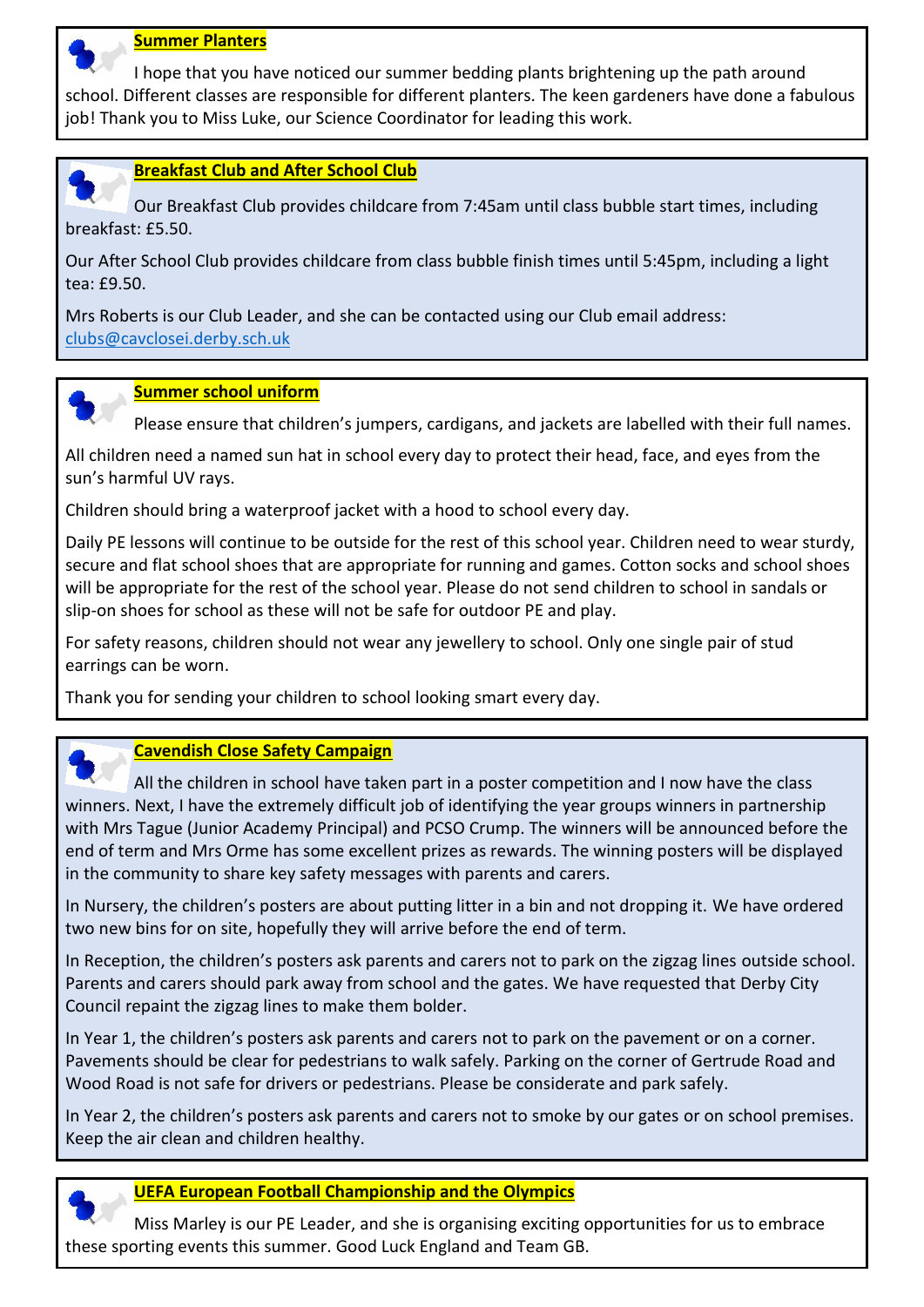## Summer Planters

I hope that you have noticed our summer bedding plants brightening up the path around school. Different classes are responsible for different planters. The keen gardeners have done a fabulous job! Thank you to Miss Luke, our Science Coordinator for leading this work.

## Breakfast Club and After School Club

Our Breakfast Club provides childcare from 7:45am until class bubble start times, including breakfast: £5.50.

Our After School Club provides childcare from class bubble finish times until 5:45pm, including a light tea: £9.50.

Mrs Roberts is our Club Leader, and she can be contacted using our Club email address: clubs@cavclosei.derby.sch.uk

## Summer school uniform

Please ensure that children's jumpers, cardigans, and jackets are labelled with their full names.

All children need a named sun hat in school every day to protect their head, face, and eyes from the sun's harmful UV rays.

Children should bring a waterproof jacket with a hood to school every day.

Daily PE lessons will continue to be outside for the rest of this school year. Children need to wear sturdy, secure and flat school shoes that are appropriate for running and games. Cotton socks and school shoes will be appropriate for the rest of the school year. Please do not send children to school in sandals or slip-on shoes for school as these will not be safe for outdoor PE and play.

For safety reasons, children should not wear any jewellery to school. Only one single pair of stud earrings can be worn.

Thank you for sending your children to school looking smart every day.

## Cavendish Close Safety Campaign

All the children in school have taken part in a poster competition and I now have the class winners. Next, I have the extremely difficult job of identifying the year groups winners in partnership with Mrs Tague (Junior Academy Principal) and PCSO Crump. The winners will be announced before the end of term and Mrs Orme has some excellent prizes as rewards. The winning posters will be displayed in the community to share key safety messages with parents and carers.

In Nursery, the children's posters are about putting litter in a bin and not dropping it. We have ordered two new bins for on site, hopefully they will arrive before the end of term.

In Reception, the children's posters ask parents and carers not to park on the zigzag lines outside school. Parents and carers should park away from school and the gates. We have requested that Derby City Council repaint the zigzag lines to make them bolder.

In Year 1, the children's posters ask parents and carers not to park on the pavement or on a corner. Pavements should be clear for pedestrians to walk safely. Parking on the corner of Gertrude Road and Wood Road is not safe for drivers or pedestrians. Please be considerate and park safely.

In Year 2, the children's posters ask parents and carers not to smoke by our gates or on school premises. Keep the air clean and children healthy.

## UEFA European Football Championship and the Olympics

Miss Marley is our PE Leader, and she is organising exciting opportunities for us to embrace these sporting events this summer. Good Luck England and Team GB.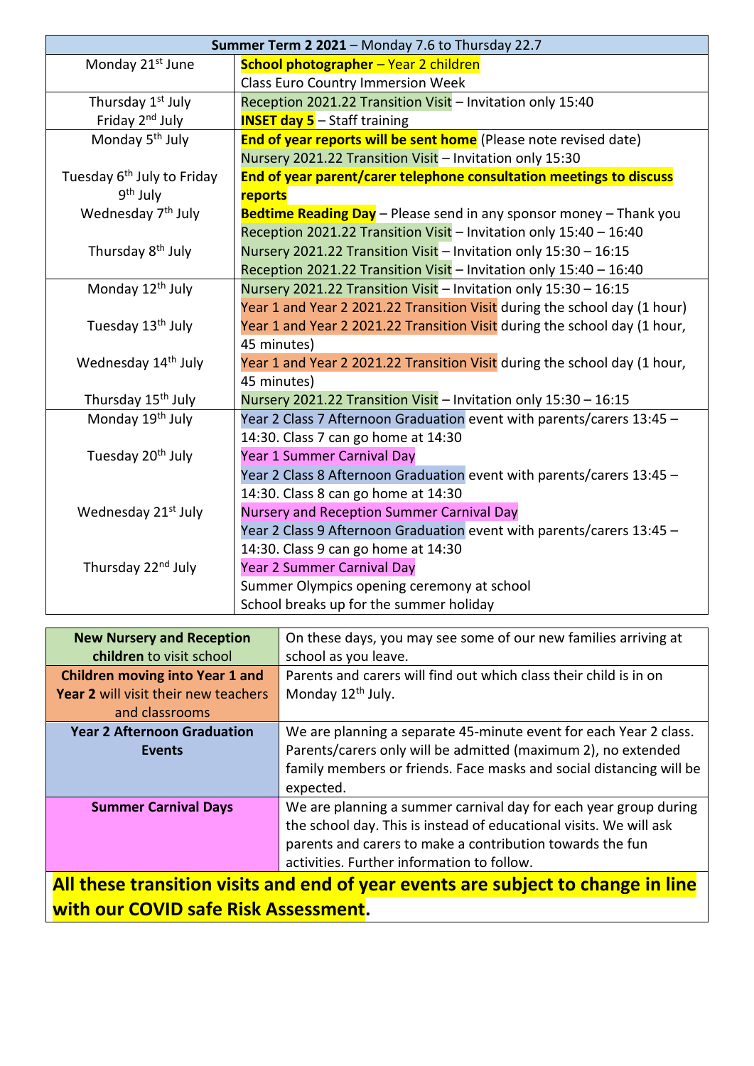| **Summer Term 2 2021** – Monday 7.6 to Thursday 22.7 | |
|---|---|
| Monday 21st June | **School photographer** – Year 2 children<br>Class Euro Country Immersion Week |
| Thursday 1st July<br>Friday 2nd July | Reception 2021.22 Transition Visit – Invitation only 15:40<br>**INSET day 5** – Staff training |
| Monday 5th July<br><br>Tuesday 6th July to Friday 9th July<br>Wednesday 7th July<br><br>Thursday 8th July | **End of year reports will be sent home** (Please note revised date)<br>Nursery 2021.22 Transition Visit – Invitation only 15:30<br>**End of year parent/carer telephone consultation meetings to discuss reports**<br>**Bedtime Reading Day** – Please send in any sponsor money – Thank you<br>Reception 2021.22 Transition Visit – Invitation only 15:40 – 16:40<br>Nursery 2021.22 Transition Visit – Invitation only 15:30 – 16:15<br>Reception 2021.22 Transition Visit – Invitation only 15:40 – 16:40 |
| Monday 12th July<br><br>Tuesday 13th July<br><br>Wednesday 14th July<br><br>Thursday 15th July | Nursery 2021.22 Transition Visit – Invitation only 15:30 – 16:15<br>Year 1 and Year 2 2021.22 Transition Visit during the school day (1 hour)<br>Year 1 and Year 2 2021.22 Transition Visit during the school day (1 hour, 45 minutes)<br>Year 1 and Year 2 2021.22 Transition Visit during the school day (1 hour, 45 minutes)<br>Nursery 2021.22 Transition Visit – Invitation only 15:30 – 16:15 |
| Monday 19th July<br><br>Tuesday 20th July<br><br><br>Wednesday 21st July<br><br><br>Thursday 22nd July | Year 2 Class 7 Afternoon Graduation event with parents/carers 13:45 – 14:30. Class 7 can go home at 14:30<br>Year 1 Summer Carnival Day<br>Year 2 Class 8 Afternoon Graduation event with parents/carers 13:45 – 14:30. Class 8 can go home at 14:30<br>Nursery and Reception Summer Carnival Day<br>Year 2 Class 9 Afternoon Graduation event with parents/carers 13:45 – 14:30. Class 9 can go home at 14:30<br>Year 2 Summer Carnival Day<br>Summer Olympics opening ceremony at school<br>School breaks up for the summer holiday |

| **New Nursery and Reception children** to visit school | On these days, you may see some of our new families arriving at school as you leave. |
|---|---|
| **Children moving into Year 1 and Year 2** will visit their new teachers and classrooms | Parents and carers will find out which class their child is in on Monday 12th July. |
| **Year 2 Afternoon Graduation Events** | We are planning a separate 45-minute event for each Year 2 class. Parents/carers only will be admitted (maximum 2), no extended family members or friends. Face masks and social distancing will be expected. |
| **Summer Carnival Days** | We are planning a summer carnival day for each year group during the school day. This is instead of educational visits. We will ask parents and carers to make a contribution towards the fun activities. Further information to follow. |

**All these transition visits and end of year events are subject to change in line with our COVID safe Risk Assessment.**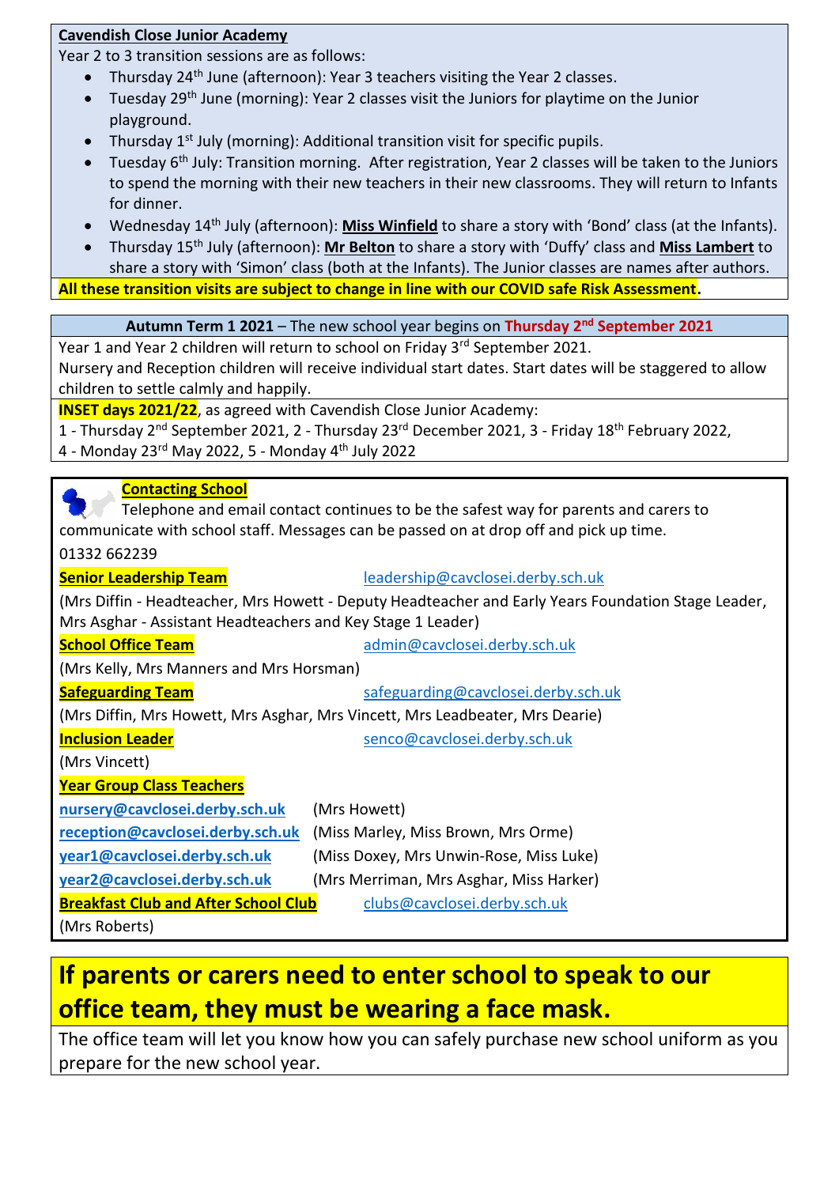**Cavendish Close Junior Academy**

Year 2 to 3 transition sessions are as follows:

- Thursday 24th June (afternoon): Year 3 teachers visiting the Year 2 classes.
- Tuesday 29th June (morning): Year 2 classes visit the Juniors for playtime on the Junior playground.
- Thursday 1st July (morning): Additional transition visit for specific pupils.
- Tuesday 6th July: Transition morning. After registration, Year 2 classes will be taken to the Juniors to spend the morning with their new teachers in their new classrooms. They will return to Infants for dinner.
- Wednesday 14th July (afternoon): **Miss Winfield** to share a story with 'Bond' class (at the Infants).
- Thursday 15th July (afternoon): **Mr Belton** to share a story with 'Duffy' class and **Miss Lambert** to share a story with 'Simon' class (both at the Infants). The Junior classes are names after authors.

**All these transition visits are subject to change in line with our COVID safe Risk Assessment.**

**Autumn Term 1 2021** – The new school year begins on **Thursday 2nd September 2021**

Year 1 and Year 2 children will return to school on Friday 3rd September 2021.
Nursery and Reception children will receive individual start dates. Start dates will be staggered to allow children to settle calmly and happily.

**INSET days 2021/22**, as agreed with Cavendish Close Junior Academy:
1 - Thursday 2nd September 2021, 2 - Thursday 23rd December 2021, 3 - Friday 18th February 2022,
4 - Monday 23rd May 2022, 5 - Monday 4th July 2022

**Contacting School**

Telephone and email contact continues to be the safest way for parents and carers to communicate with school staff. Messages can be passed on at drop off and pick up time.

01332 662239

**Senior Leadership Team** leadership@cavclosei.derby.sch.uk
(Mrs Diffin - Headteacher, Mrs Howett - Deputy Headteacher and Early Years Foundation Stage Leader, Mrs Asghar - Assistant Headteachers and Key Stage 1 Leader)

**School Office Team** admin@cavclosei.derby.sch.uk
(Mrs Kelly, Mrs Manners and Mrs Horsman)

**Safeguarding Team** safeguarding@cavclosei.derby.sch.uk
(Mrs Diffin, Mrs Howett, Mrs Asghar, Mrs Vincett, Mrs Leadbeater, Mrs Dearie)

**Inclusion Leader** senco@cavclosei.derby.sch.uk
(Mrs Vincett)

**Year Group Class Teachers**

**nursery@cavclosei.derby.sch.uk** (Mrs Howett)
**reception@cavclosei.derby.sch.uk** (Miss Marley, Miss Brown, Mrs Orme)
**year1@cavclosei.derby.sch.uk** (Miss Doxey, Mrs Unwin-Rose, Miss Luke)
**year2@cavclosei.derby.sch.uk** (Mrs Merriman, Mrs Asghar, Miss Harker)

**Breakfast Club and After School Club** clubs@cavclosei.derby.sch.uk
(Mrs Roberts)

## If parents or carers need to enter school to speak to our office team, they must be wearing a face mask.

The office team will let you know how you can safely purchase new school uniform as you prepare for the new school year.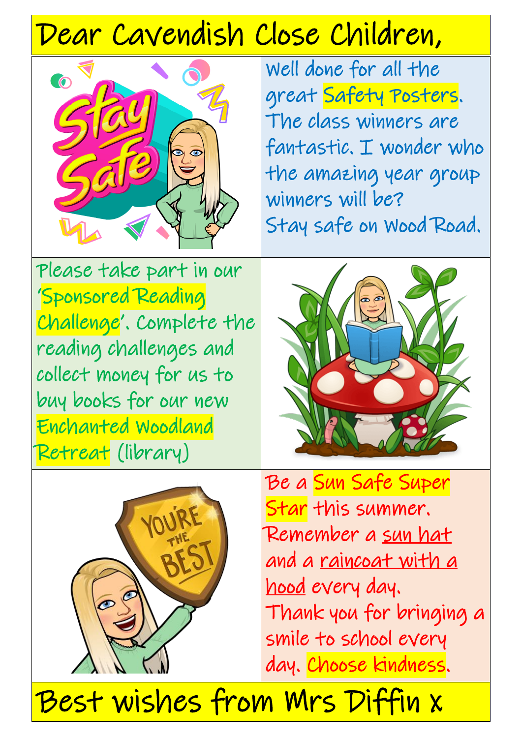# Dear Cavendish Close Children,

Well done for all the great **Safety Posters**. The class winners are fantastic. I wonder who the amazing year group winners will be?
Stay safe on Wood Road.

Please take part in our '**Sponsored Reading Challenge**'. Complete the reading challenges and collect money for us to buy books for our new **Enchanted Woodland Retreat** (library)

Be a **Sun Safe Super Star** this summer. Remember a sun hat and a raincoat with a hood every day.
Thank you for bringing a smile to school every day. **Choose kindness**.

## Best wishes from Mrs Diffin x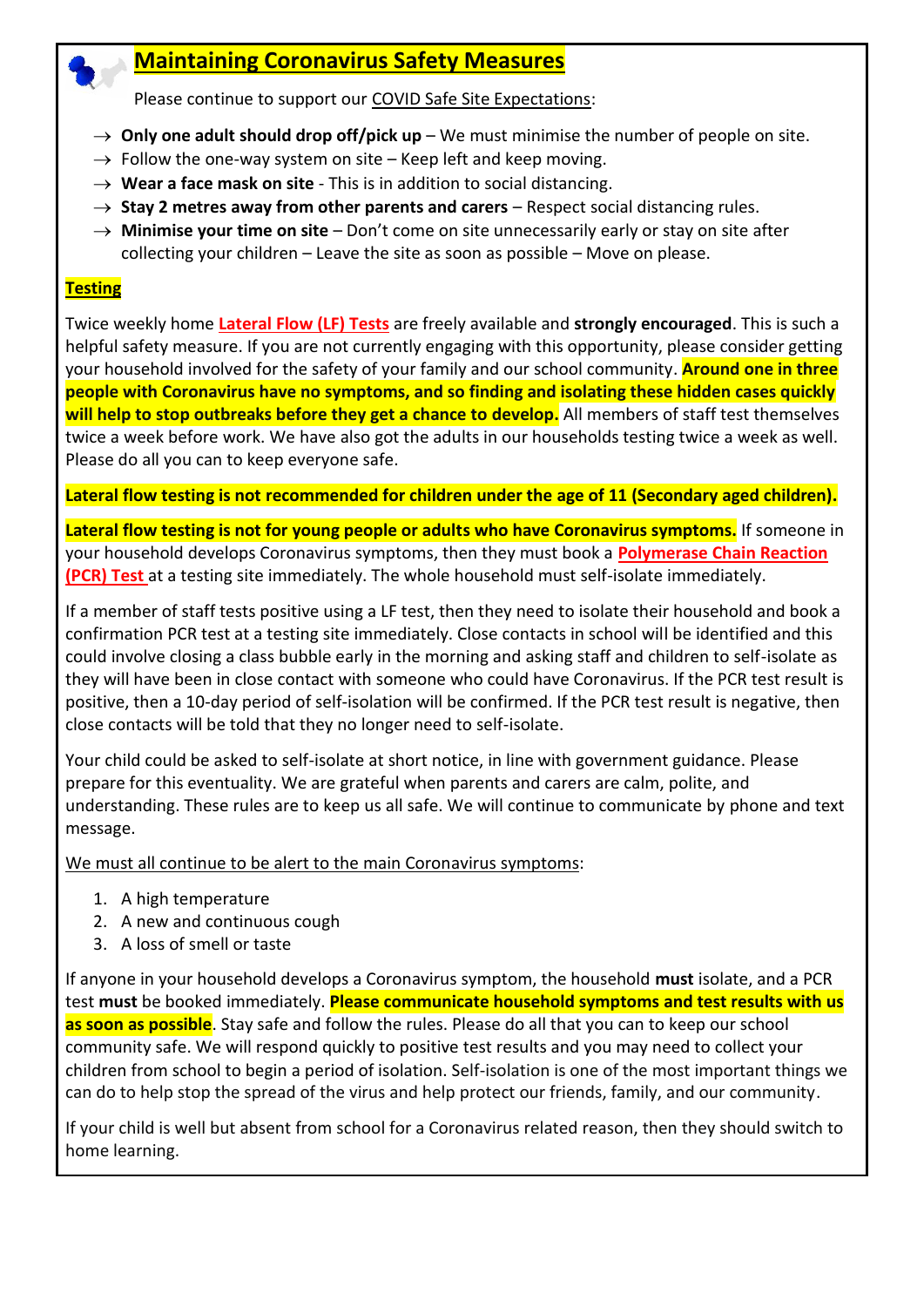## Maintaining Coronavirus Safety Measures

Please continue to support our COVID Safe Site Expectations:

- → **Only one adult should drop off/pick up** – We must minimise the number of people on site.
- → Follow the one-way system on site – Keep left and keep moving.
- → **Wear a face mask on site** - This is in addition to social distancing.
- → **Stay 2 metres away from other parents and carers** – Respect social distancing rules.
- → **Minimise your time on site** – Don't come on site unnecessarily early or stay on site after collecting your children – Leave the site as soon as possible – Move on please.

### Testing

Twice weekly home **Lateral Flow (LF) Tests** are freely available and **strongly encouraged**. This is such a helpful safety measure. If you are not currently engaging with this opportunity, please consider getting your household involved for the safety of your family and our school community. **Around one in three people with Coronavirus have no symptoms, and so finding and isolating these hidden cases quickly will help to stop outbreaks before they get a chance to develop.** All members of staff test themselves twice a week before work. We have also got the adults in our households testing twice a week as well. Please do all you can to keep everyone safe.

**Lateral flow testing is not recommended for children under the age of 11 (Secondary aged children).**

**Lateral flow testing is not for young people or adults who have Coronavirus symptoms.** If someone in your household develops Coronavirus symptoms, then they must book a **Polymerase Chain Reaction (PCR) Test** at a testing site immediately. The whole household must self-isolate immediately.

If a member of staff tests positive using a LF test, then they need to isolate their household and book a confirmation PCR test at a testing site immediately. Close contacts in school will be identified and this could involve closing a class bubble early in the morning and asking staff and children to self-isolate as they will have been in close contact with someone who could have Coronavirus. If the PCR test result is positive, then a 10-day period of self-isolation will be confirmed. If the PCR test result is negative, then close contacts will be told that they no longer need to self-isolate.

Your child could be asked to self-isolate at short notice, in line with government guidance. Please prepare for this eventuality. We are grateful when parents and carers are calm, polite, and understanding. These rules are to keep us all safe. We will continue to communicate by phone and text message.

We must all continue to be alert to the main Coronavirus symptoms:

1. A high temperature
2. A new and continuous cough
3. A loss of smell or taste

If anyone in your household develops a Coronavirus symptom, the household **must** isolate, and a PCR test **must** be booked immediately. **Please communicate household symptoms and test results with us as soon as possible**. Stay safe and follow the rules. Please do all that you can to keep our school community safe. We will respond quickly to positive test results and you may need to collect your children from school to begin a period of isolation. Self-isolation is one of the most important things we can do to help stop the spread of the virus and help protect our friends, family, and our community.

If your child is well but absent from school for a Coronavirus related reason, then they should switch to home learning.